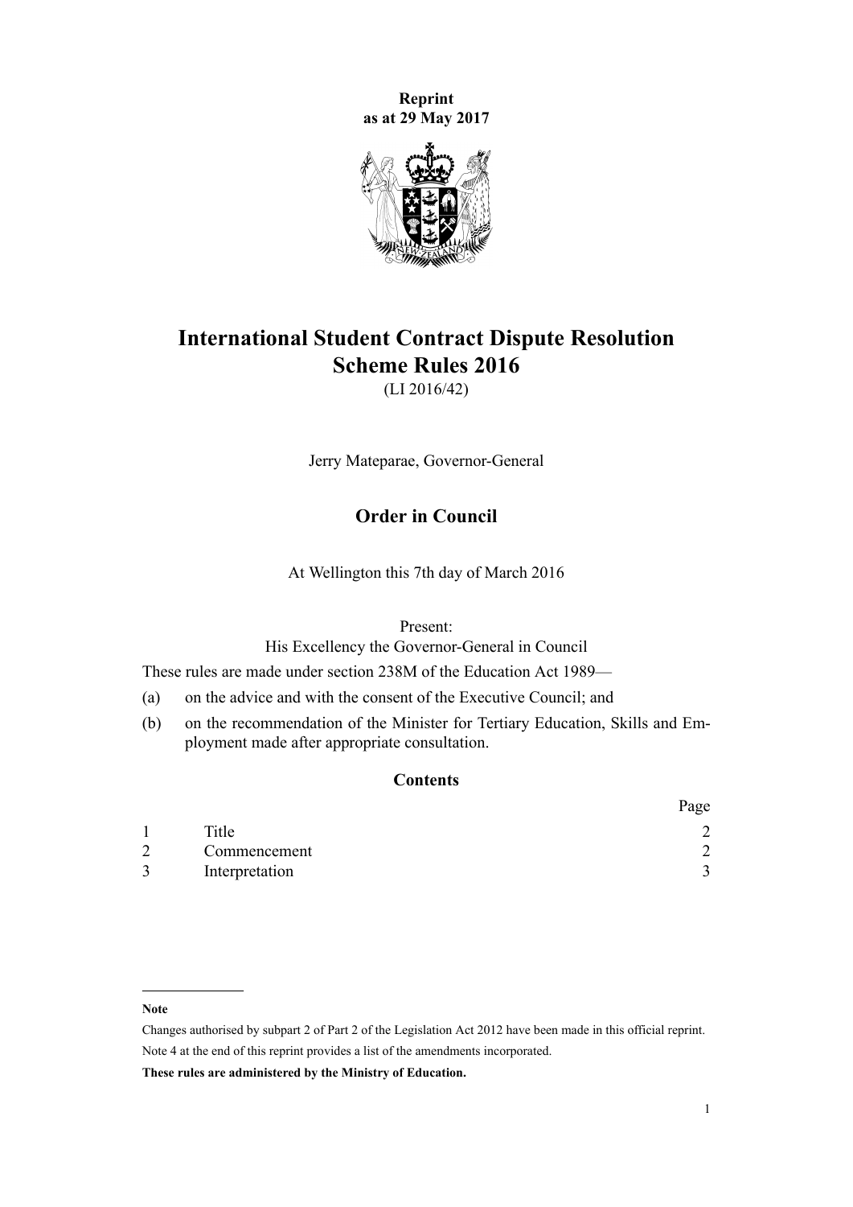**Reprint as at 29 May 2017**

# International Student Contract Dispute Resolution Scheme Rules 2016

(LI 2016/42)

Jerry Mateparae, Governor-General

## Order in Council

At Wellington this 7th day of March 2016

Present:
His Excellency the Governor-General in Council

These rules are made under section 238M of the Education Act 1989—

(a) on the advice and with the consent of the Executive Council; and

(b) on the recommendation of the Minister for Tertiary Education, Skills and Employment made after appropriate consultation.

### Contents

| | | Page |
|---|---|---|
| 1 | Title | 2 |
| 2 | Commencement | 2 |
| 3 | Interpretation | 3 |

**Note**

Changes authorised by subpart 2 of Part 2 of the Legislation Act 2012 have been made in this official reprint.

Note 4 at the end of this reprint provides a list of the amendments incorporated.

**These rules are administered by the Ministry of Education.**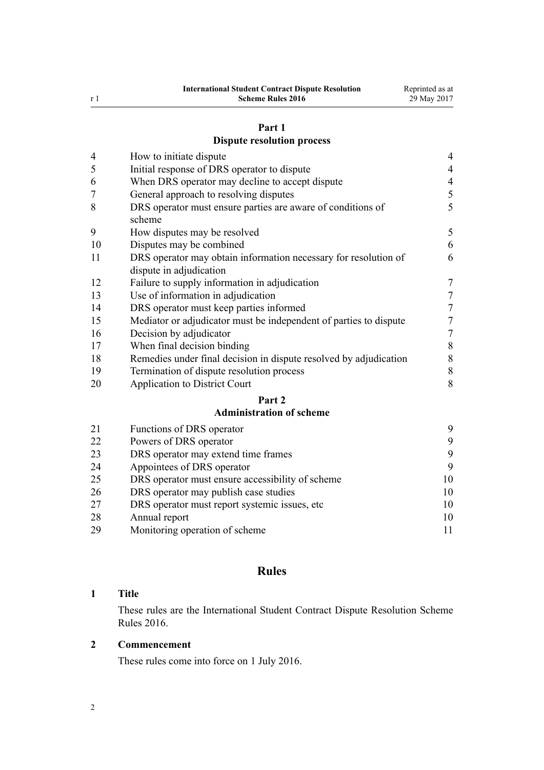## Part 1
## Dispute resolution process

| | | |
|---|---|---|
| 4 | How to initiate dispute | 4 |
| 5 | Initial response of DRS operator to dispute | 4 |
| 6 | When DRS operator may decline to accept dispute | 4 |
| 7 | General approach to resolving disputes | 5 |
| 8 | DRS operator must ensure parties are aware of conditions of scheme | 5 |
| 9 | How disputes may be resolved | 5 |
| 10 | Disputes may be combined | 6 |
| 11 | DRS operator may obtain information necessary for resolution of dispute in adjudication | 6 |
| 12 | Failure to supply information in adjudication | 7 |
| 13 | Use of information in adjudication | 7 |
| 14 | DRS operator must keep parties informed | 7 |
| 15 | Mediator or adjudicator must be independent of parties to dispute | 7 |
| 16 | Decision by adjudicator | 7 |
| 17 | When final decision binding | 8 |
| 18 | Remedies under final decision in dispute resolved by adjudication | 8 |
| 19 | Termination of dispute resolution process | 8 |
| 20 | Application to District Court | 8 |

## Part 2
## Administration of scheme

| | | |
|---|---|---|
| 21 | Functions of DRS operator | 9 |
| 22 | Powers of DRS operator | 9 |
| 23 | DRS operator may extend time frames | 9 |
| 24 | Appointees of DRS operator | 9 |
| 25 | DRS operator must ensure accessibility of scheme | 10 |
| 26 | DRS operator may publish case studies | 10 |
| 27 | DRS operator must report systemic issues, etc | 10 |
| 28 | Annual report | 10 |
| 29 | Monitoring operation of scheme | 11 |

# Rules

### 1 Title

These rules are the International Student Contract Dispute Resolution Scheme Rules 2016.

### 2 Commencement

These rules come into force on 1 July 2016.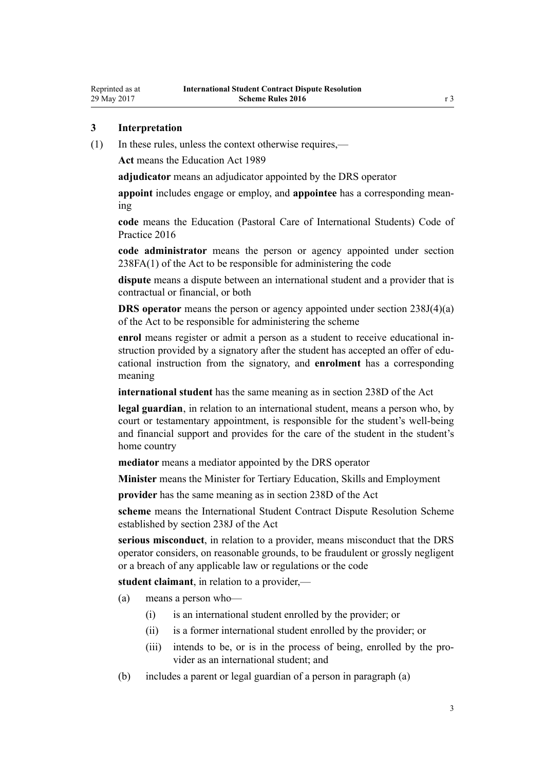### 3 Interpretation

(1) In these rules, unless the context otherwise requires,—

**Act** means the Education Act 1989

**adjudicator** means an adjudicator appointed by the DRS operator

**appoint** includes engage or employ, and **appointee** has a corresponding meaning

**code** means the Education (Pastoral Care of International Students) Code of Practice 2016

**code administrator** means the person or agency appointed under section 238FA(1) of the Act to be responsible for administering the code

**dispute** means a dispute between an international student and a provider that is contractual or financial, or both

**DRS operator** means the person or agency appointed under section 238J(4)(a) of the Act to be responsible for administering the scheme

**enrol** means register or admit a person as a student to receive educational instruction provided by a signatory after the student has accepted an offer of educational instruction from the signatory, and **enrolment** has a corresponding meaning

**international student** has the same meaning as in section 238D of the Act

**legal guardian**, in relation to an international student, means a person who, by court or testamentary appointment, is responsible for the student's well-being and financial support and provides for the care of the student in the student's home country

**mediator** means a mediator appointed by the DRS operator

**Minister** means the Minister for Tertiary Education, Skills and Employment

**provider** has the same meaning as in section 238D of the Act

**scheme** means the International Student Contract Dispute Resolution Scheme established by section 238J of the Act

**serious misconduct**, in relation to a provider, means misconduct that the DRS operator considers, on reasonable grounds, to be fraudulent or grossly negligent or a breach of any applicable law or regulations or the code

**student claimant**, in relation to a provider,—

(a) means a person who—

  (i) is an international student enrolled by the provider; or

  (ii) is a former international student enrolled by the provider; or

  (iii) intends to be, or is in the process of being, enrolled by the provider as an international student; and

(b) includes a parent or legal guardian of a person in paragraph (a)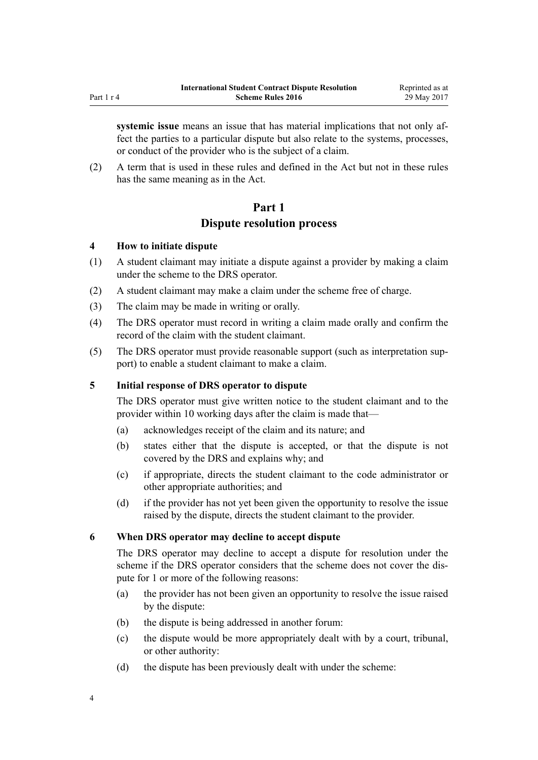**systemic issue** means an issue that has material implications that not only affect the parties to a particular dispute but also relate to the systems, processes, or conduct of the provider who is the subject of a claim.

(2) A term that is used in these rules and defined in the Act but not in these rules has the same meaning as in the Act.

## Part 1
## Dispute resolution process

### 4 How to initiate dispute

(1) A student claimant may initiate a dispute against a provider by making a claim under the scheme to the DRS operator.

(2) A student claimant may make a claim under the scheme free of charge.

(3) The claim may be made in writing or orally.

(4) The DRS operator must record in writing a claim made orally and confirm the record of the claim with the student claimant.

(5) The DRS operator must provide reasonable support (such as interpretation support) to enable a student claimant to make a claim.

### 5 Initial response of DRS operator to dispute

The DRS operator must give written notice to the student claimant and to the provider within 10 working days after the claim is made that—

(a) acknowledges receipt of the claim and its nature; and

(b) states either that the dispute is accepted, or that the dispute is not covered by the DRS and explains why; and

(c) if appropriate, directs the student claimant to the code administrator or other appropriate authorities; and

(d) if the provider has not yet been given the opportunity to resolve the issue raised by the dispute, directs the student claimant to the provider.

### 6 When DRS operator may decline to accept dispute

The DRS operator may decline to accept a dispute for resolution under the scheme if the DRS operator considers that the scheme does not cover the dispute for 1 or more of the following reasons:

(a) the provider has not been given an opportunity to resolve the issue raised by the dispute:

(b) the dispute is being addressed in another forum:

(c) the dispute would be more appropriately dealt with by a court, tribunal, or other authority:

(d) the dispute has been previously dealt with under the scheme: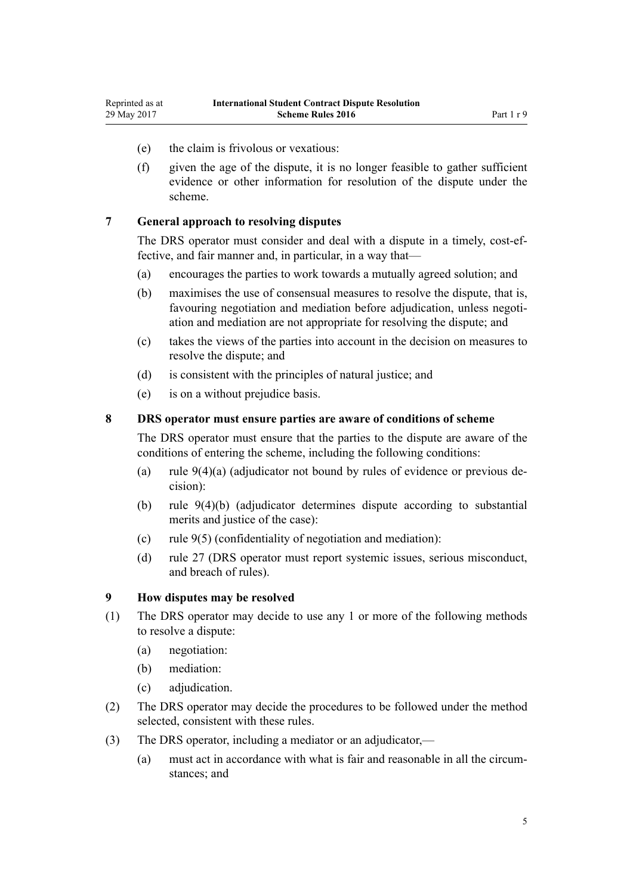(e) the claim is frivolous or vexatious:

(f) given the age of the dispute, it is no longer feasible to gather sufficient evidence or other information for resolution of the dispute under the scheme.

### 7 General approach to resolving disputes

The DRS operator must consider and deal with a dispute in a timely, cost-effective, and fair manner and, in particular, in a way that—

(a) encourages the parties to work towards a mutually agreed solution; and

(b) maximises the use of consensual measures to resolve the dispute, that is, favouring negotiation and mediation before adjudication, unless negotiation and mediation are not appropriate for resolving the dispute; and

(c) takes the views of the parties into account in the decision on measures to resolve the dispute; and

(d) is consistent with the principles of natural justice; and

(e) is on a without prejudice basis.

### 8 DRS operator must ensure parties are aware of conditions of scheme

The DRS operator must ensure that the parties to the dispute are aware of the conditions of entering the scheme, including the following conditions:

(a) rule 9(4)(a) (adjudicator not bound by rules of evidence or previous decision):

(b) rule 9(4)(b) (adjudicator determines dispute according to substantial merits and justice of the case):

(c) rule 9(5) (confidentiality of negotiation and mediation):

(d) rule 27 (DRS operator must report systemic issues, serious misconduct, and breach of rules).

### 9 How disputes may be resolved

(1) The DRS operator may decide to use any 1 or more of the following methods to resolve a dispute:

  (a) negotiation:

  (b) mediation:

  (c) adjudication.

(2) The DRS operator may decide the procedures to be followed under the method selected, consistent with these rules.

(3) The DRS operator, including a mediator or an adjudicator,—

  (a) must act in accordance with what is fair and reasonable in all the circumstances; and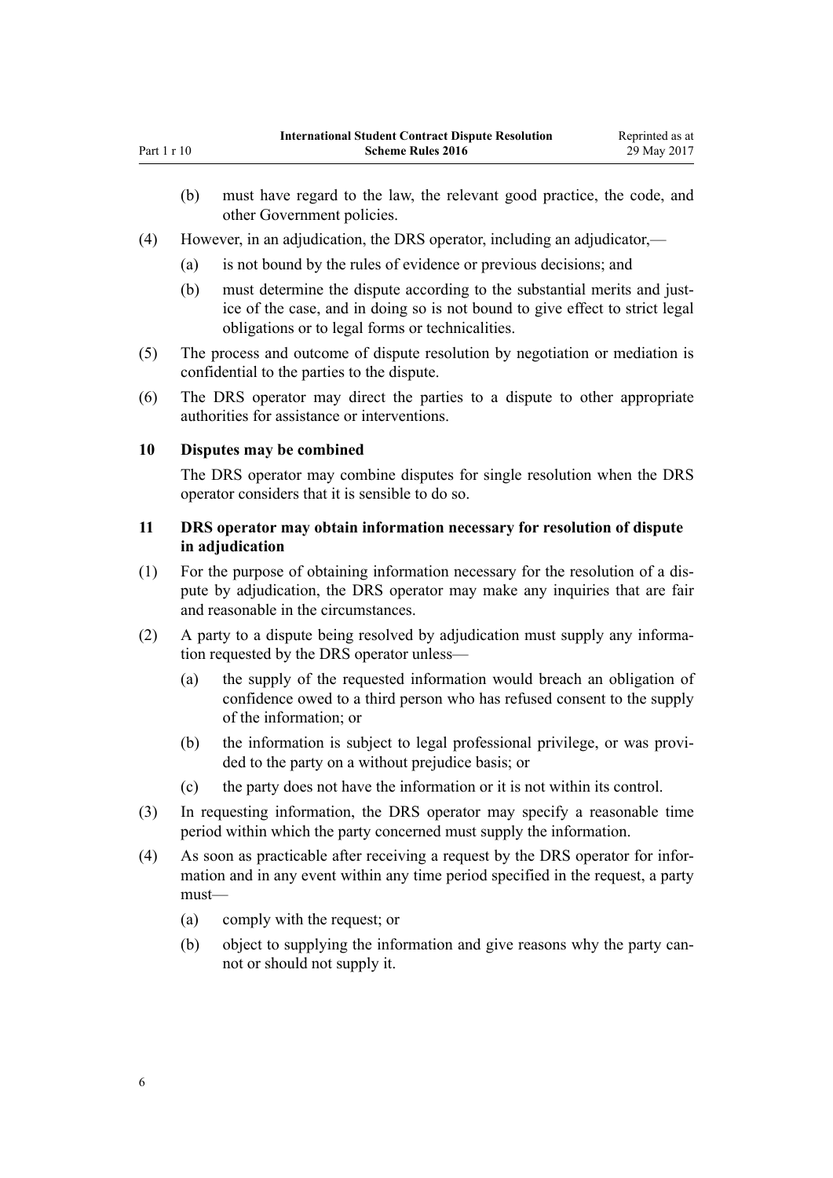(b) must have regard to the law, the relevant good practice, the code, and other Government policies.

(4) However, in an adjudication, the DRS operator, including an adjudicator,—

(a) is not bound by the rules of evidence or previous decisions; and

(b) must determine the dispute according to the substantial merits and justice of the case, and in doing so is not bound to give effect to strict legal obligations or to legal forms or technicalities.

(5) The process and outcome of dispute resolution by negotiation or mediation is confidential to the parties to the dispute.

(6) The DRS operator may direct the parties to a dispute to other appropriate authorities for assistance or interventions.

### 10 Disputes may be combined

The DRS operator may combine disputes for single resolution when the DRS operator considers that it is sensible to do so.

### 11 DRS operator may obtain information necessary for resolution of dispute in adjudication

(1) For the purpose of obtaining information necessary for the resolution of a dispute by adjudication, the DRS operator may make any inquiries that are fair and reasonable in the circumstances.

(2) A party to a dispute being resolved by adjudication must supply any information requested by the DRS operator unless—

(a) the supply of the requested information would breach an obligation of confidence owed to a third person who has refused consent to the supply of the information; or

(b) the information is subject to legal professional privilege, or was provided to the party on a without prejudice basis; or

(c) the party does not have the information or it is not within its control.

(3) In requesting information, the DRS operator may specify a reasonable time period within which the party concerned must supply the information.

(4) As soon as practicable after receiving a request by the DRS operator for information and in any event within any time period specified in the request, a party must—

(a) comply with the request; or

(b) object to supplying the information and give reasons why the party cannot or should not supply it.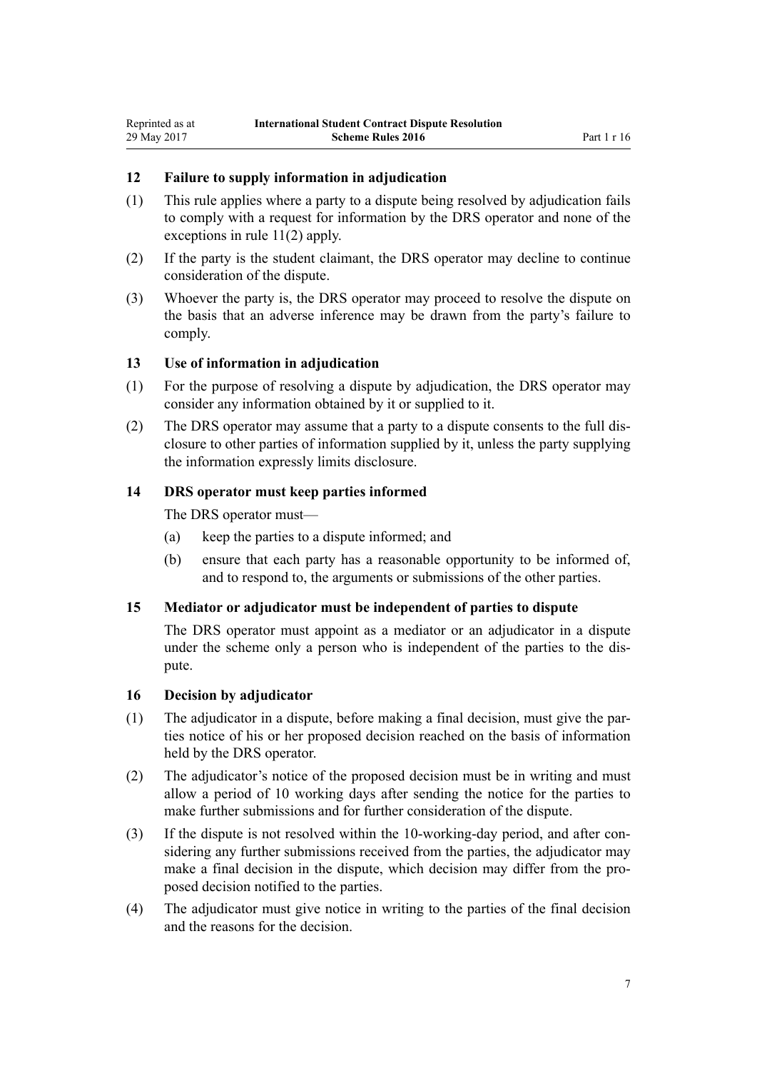### 12 Failure to supply information in adjudication

(1) This rule applies where a party to a dispute being resolved by adjudication fails to comply with a request for information by the DRS operator and none of the exceptions in rule 11(2) apply.

(2) If the party is the student claimant, the DRS operator may decline to continue consideration of the dispute.

(3) Whoever the party is, the DRS operator may proceed to resolve the dispute on the basis that an adverse inference may be drawn from the party's failure to comply.

### 13 Use of information in adjudication

(1) For the purpose of resolving a dispute by adjudication, the DRS operator may consider any information obtained by it or supplied to it.

(2) The DRS operator may assume that a party to a dispute consents to the full disclosure to other parties of information supplied by it, unless the party supplying the information expressly limits disclosure.

### 14 DRS operator must keep parties informed

The DRS operator must—

(a) keep the parties to a dispute informed; and

(b) ensure that each party has a reasonable opportunity to be informed of, and to respond to, the arguments or submissions of the other parties.

### 15 Mediator or adjudicator must be independent of parties to dispute

The DRS operator must appoint as a mediator or an adjudicator in a dispute under the scheme only a person who is independent of the parties to the dispute.

### 16 Decision by adjudicator

(1) The adjudicator in a dispute, before making a final decision, must give the parties notice of his or her proposed decision reached on the basis of information held by the DRS operator.

(2) The adjudicator's notice of the proposed decision must be in writing and must allow a period of 10 working days after sending the notice for the parties to make further submissions and for further consideration of the dispute.

(3) If the dispute is not resolved within the 10-working-day period, and after considering any further submissions received from the parties, the adjudicator may make a final decision in the dispute, which decision may differ from the proposed decision notified to the parties.

(4) The adjudicator must give notice in writing to the parties of the final decision and the reasons for the decision.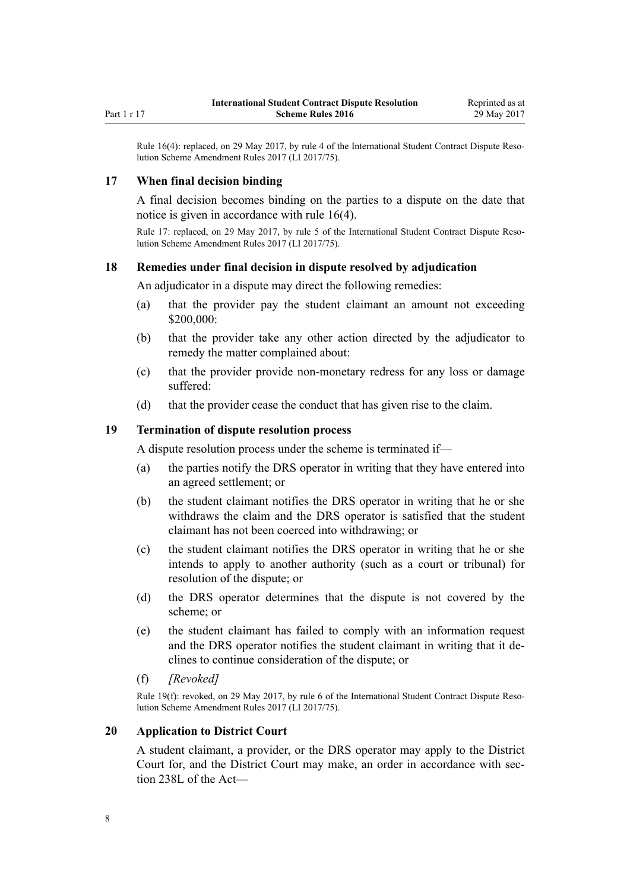Rule 16(4): replaced, on 29 May 2017, by rule 4 of the International Student Contract Dispute Resolution Scheme Amendment Rules 2017 (LI 2017/75).

### 17 When final decision binding

A final decision becomes binding on the parties to a dispute on the date that notice is given in accordance with rule 16(4).

Rule 17: replaced, on 29 May 2017, by rule 5 of the International Student Contract Dispute Resolution Scheme Amendment Rules 2017 (LI 2017/75).

### 18 Remedies under final decision in dispute resolved by adjudication

An adjudicator in a dispute may direct the following remedies:

(a) that the provider pay the student claimant an amount not exceeding $200,000:

(b) that the provider take any other action directed by the adjudicator to remedy the matter complained about:

(c) that the provider provide non-monetary redress for any loss or damage suffered:

(d) that the provider cease the conduct that has given rise to the claim.

### 19 Termination of dispute resolution process

A dispute resolution process under the scheme is terminated if—

(a) the parties notify the DRS operator in writing that they have entered into an agreed settlement; or

(b) the student claimant notifies the DRS operator in writing that he or she withdraws the claim and the DRS operator is satisfied that the student claimant has not been coerced into withdrawing; or

(c) the student claimant notifies the DRS operator in writing that he or she intends to apply to another authority (such as a court or tribunal) for resolution of the dispute; or

(d) the DRS operator determines that the dispute is not covered by the scheme; or

(e) the student claimant has failed to comply with an information request and the DRS operator notifies the student claimant in writing that it declines to continue consideration of the dispute; or

(f) *[Revoked]*

Rule 19(f): revoked, on 29 May 2017, by rule 6 of the International Student Contract Dispute Resolution Scheme Amendment Rules 2017 (LI 2017/75).

### 20 Application to District Court

A student claimant, a provider, or the DRS operator may apply to the District Court for, and the District Court may make, an order in accordance with section 238L of the Act—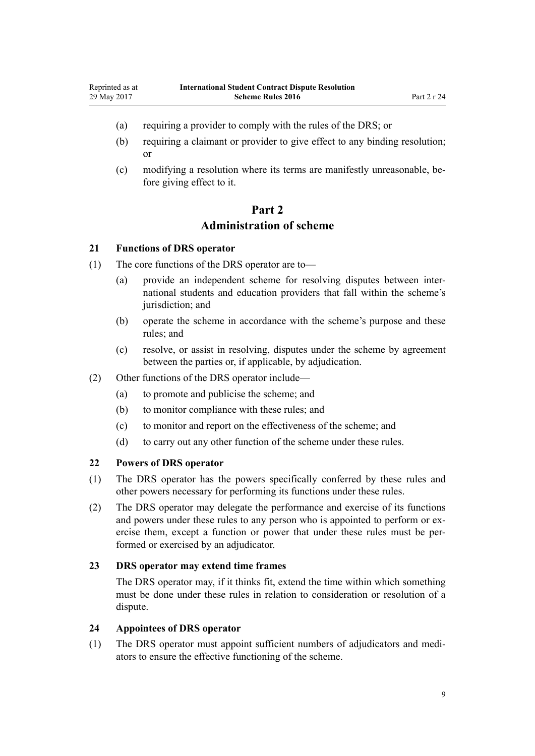(a) requiring a provider to comply with the rules of the DRS; or

(b) requiring a claimant or provider to give effect to any binding resolution; or

(c) modifying a resolution where its terms are manifestly unreasonable, before giving effect to it.

# Part 2
# Administration of scheme

### 21 Functions of DRS operator

(1) The core functions of the DRS operator are to—

(a) provide an independent scheme for resolving disputes between international students and education providers that fall within the scheme's jurisdiction; and

(b) operate the scheme in accordance with the scheme's purpose and these rules; and

(c) resolve, or assist in resolving, disputes under the scheme by agreement between the parties or, if applicable, by adjudication.

(2) Other functions of the DRS operator include—

(a) to promote and publicise the scheme; and

(b) to monitor compliance with these rules; and

(c) to monitor and report on the effectiveness of the scheme; and

(d) to carry out any other function of the scheme under these rules.

### 22 Powers of DRS operator

(1) The DRS operator has the powers specifically conferred by these rules and other powers necessary for performing its functions under these rules.

(2) The DRS operator may delegate the performance and exercise of its functions and powers under these rules to any person who is appointed to perform or exercise them, except a function or power that under these rules must be performed or exercised by an adjudicator.

### 23 DRS operator may extend time frames

The DRS operator may, if it thinks fit, extend the time within which something must be done under these rules in relation to consideration or resolution of a dispute.

### 24 Appointees of DRS operator

(1) The DRS operator must appoint sufficient numbers of adjudicators and mediators to ensure the effective functioning of the scheme.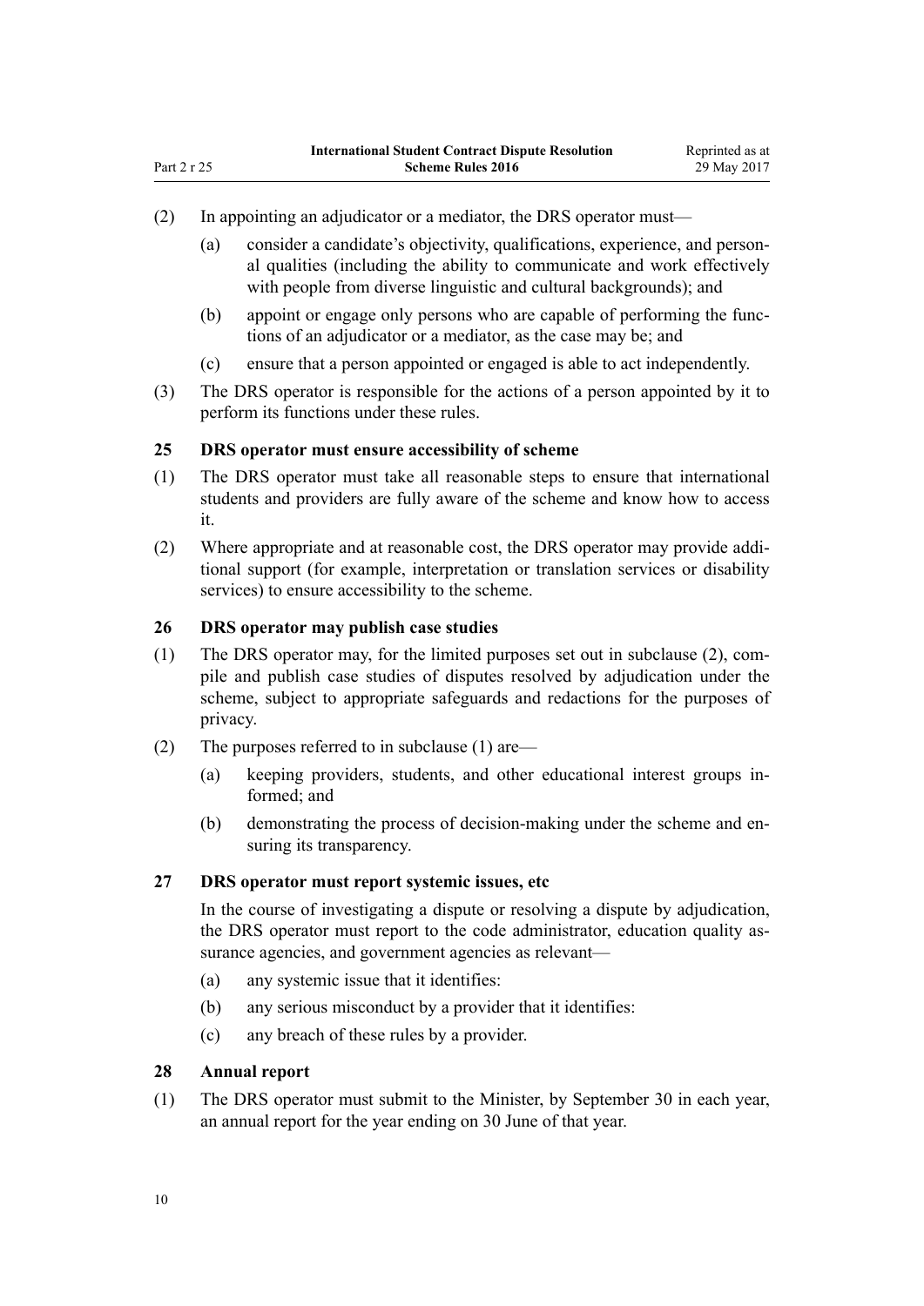(2) In appointing an adjudicator or a mediator, the DRS operator must—

(a) consider a candidate's objectivity, qualifications, experience, and personal qualities (including the ability to communicate and work effectively with people from diverse linguistic and cultural backgrounds); and

(b) appoint or engage only persons who are capable of performing the functions of an adjudicator or a mediator, as the case may be; and

(c) ensure that a person appointed or engaged is able to act independently.

(3) The DRS operator is responsible for the actions of a person appointed by it to perform its functions under these rules.

### 25 DRS operator must ensure accessibility of scheme

(1) The DRS operator must take all reasonable steps to ensure that international students and providers are fully aware of the scheme and know how to access it.

(2) Where appropriate and at reasonable cost, the DRS operator may provide additional support (for example, interpretation or translation services or disability services) to ensure accessibility to the scheme.

### 26 DRS operator may publish case studies

(1) The DRS operator may, for the limited purposes set out in subclause (2), compile and publish case studies of disputes resolved by adjudication under the scheme, subject to appropriate safeguards and redactions for the purposes of privacy.

(2) The purposes referred to in subclause (1) are—

(a) keeping providers, students, and other educational interest groups informed; and

(b) demonstrating the process of decision-making under the scheme and ensuring its transparency.

### 27 DRS operator must report systemic issues, etc

In the course of investigating a dispute or resolving a dispute by adjudication, the DRS operator must report to the code administrator, education quality assurance agencies, and government agencies as relevant—

(a) any systemic issue that it identifies:

(b) any serious misconduct by a provider that it identifies:

(c) any breach of these rules by a provider.

### 28 Annual report

(1) The DRS operator must submit to the Minister, by September 30 in each year, an annual report for the year ending on 30 June of that year.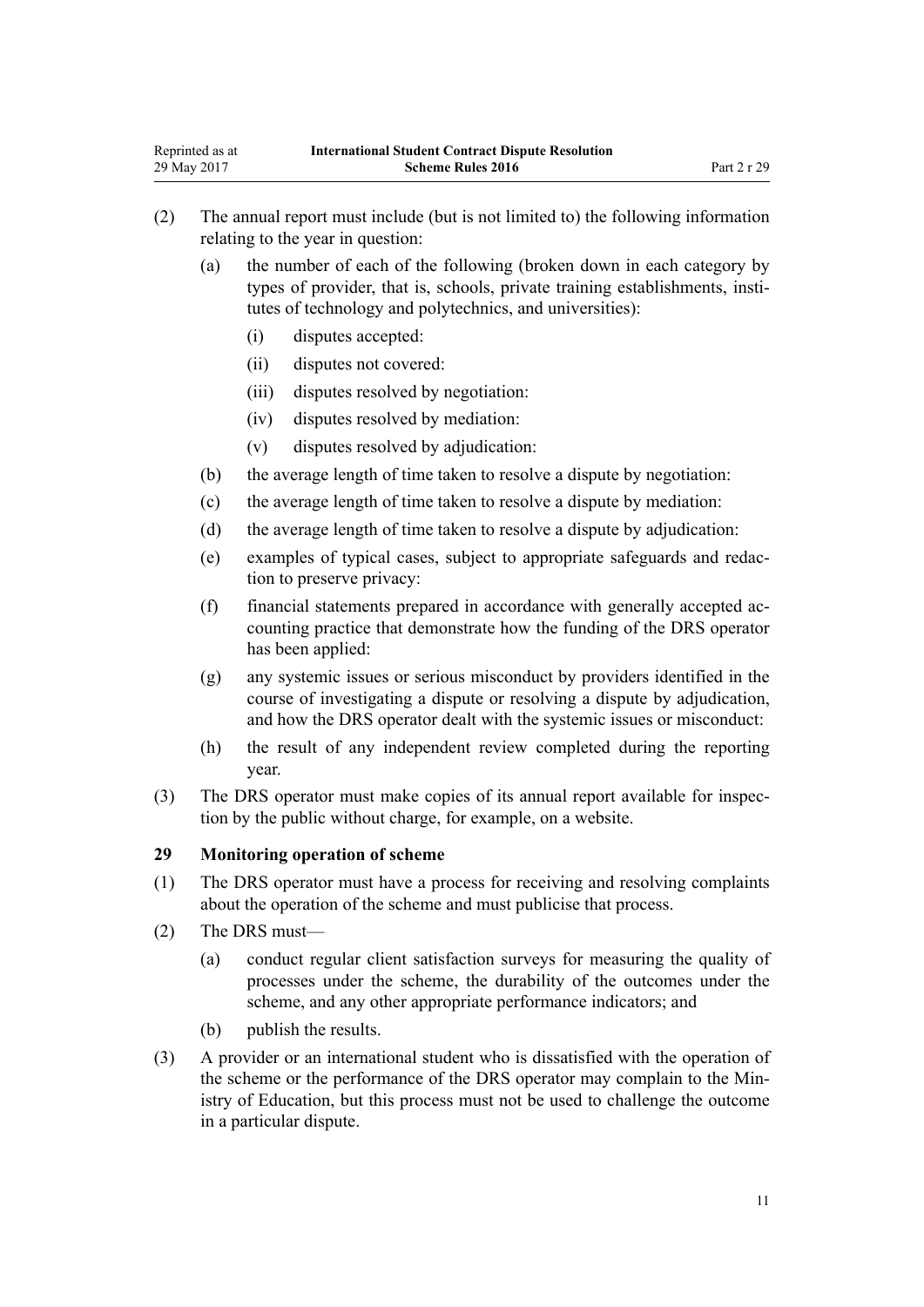(2) The annual report must include (but is not limited to) the following information relating to the year in question:

   (a) the number of each of the following (broken down in each category by types of provider, that is, schools, private training establishments, institutes of technology and polytechnics, and universities):

      (i) disputes accepted:

      (ii) disputes not covered:

      (iii) disputes resolved by negotiation:

      (iv) disputes resolved by mediation:

      (v) disputes resolved by adjudication:

   (b) the average length of time taken to resolve a dispute by negotiation:

   (c) the average length of time taken to resolve a dispute by mediation:

   (d) the average length of time taken to resolve a dispute by adjudication:

   (e) examples of typical cases, subject to appropriate safeguards and redaction to preserve privacy:

   (f) financial statements prepared in accordance with generally accepted accounting practice that demonstrate how the funding of the DRS operator has been applied:

   (g) any systemic issues or serious misconduct by providers identified in the course of investigating a dispute or resolving a dispute by adjudication, and how the DRS operator dealt with the systemic issues or misconduct:

   (h) the result of any independent review completed during the reporting year.

(3) The DRS operator must make copies of its annual report available for inspection by the public without charge, for example, on a website.

### 29 Monitoring operation of scheme

(1) The DRS operator must have a process for receiving and resolving complaints about the operation of the scheme and must publicise that process.

(2) The DRS must—

   (a) conduct regular client satisfaction surveys for measuring the quality of processes under the scheme, the durability of the outcomes under the scheme, and any other appropriate performance indicators; and

   (b) publish the results.

(3) A provider or an international student who is dissatisfied with the operation of the scheme or the performance of the DRS operator may complain to the Ministry of Education, but this process must not be used to challenge the outcome in a particular dispute.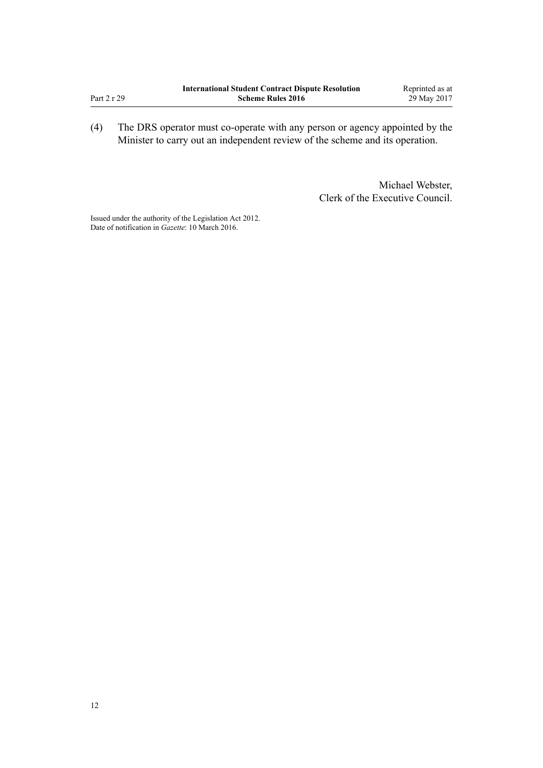(4) The DRS operator must co-operate with any person or agency appointed by the Minister to carry out an independent review of the scheme and its operation.

Michael Webster,
Clerk of the Executive Council.

Issued under the authority of the Legislation Act 2012.
Date of notification in *Gazette*: 10 March 2016.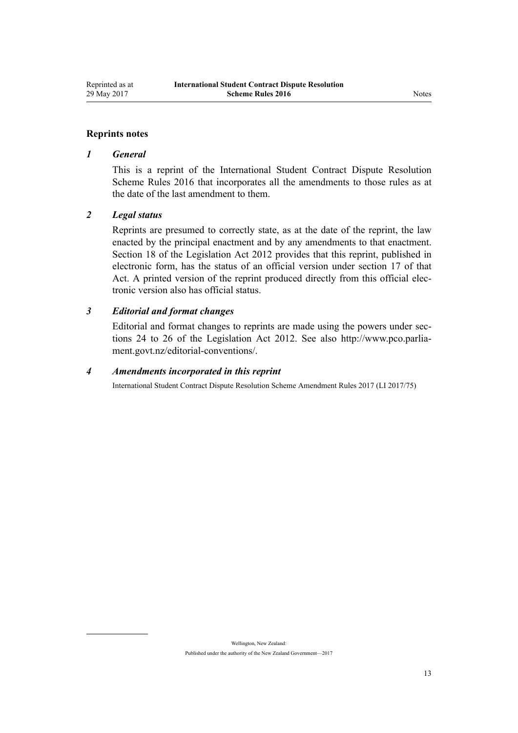## Reprints notes

### *1 General*

This is a reprint of the International Student Contract Dispute Resolution Scheme Rules 2016 that incorporates all the amendments to those rules as at the date of the last amendment to them.

### *2 Legal status*

Reprints are presumed to correctly state, as at the date of the reprint, the law enacted by the principal enactment and by any amendments to that enactment. Section 18 of the Legislation Act 2012 provides that this reprint, published in electronic form, has the status of an official version under section 17 of that Act. A printed version of the reprint produced directly from this official electronic version also has official status.

### *3 Editorial and format changes*

Editorial and format changes to reprints are made using the powers under sections 24 to 26 of the Legislation Act 2012. See also http://www.pco.parliament.govt.nz/editorial-conventions/.

### *4 Amendments incorporated in this reprint*

International Student Contract Dispute Resolution Scheme Amendment Rules 2017 (LI 2017/75)

Wellington, New Zealand:

Published under the authority of the New Zealand Government—2017